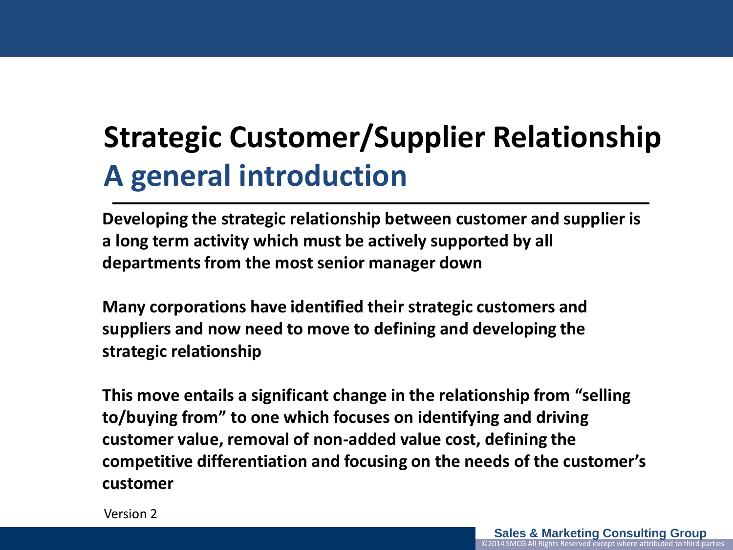# Strategic Customer/Supplier Relationship

## A general introduction

**Developing the strategic relationship between customer and supplier is a long term activity which must be actively supported by all departments from the most senior manager down**

**Many corporations have identified their strategic customers and suppliers and now need to move to defining and developing the strategic relationship**

**This move entails a significant change in the relationship from "selling to/buying from" to one which focuses on identifying and driving customer value, removal of non-added value cost, defining the competitive differentiation and focusing on the needs of the customer's customer**

Version 2

**Sales & Marketing Consulting Group**

©2014 SMCG All Rights Reserved except where attributed to third parties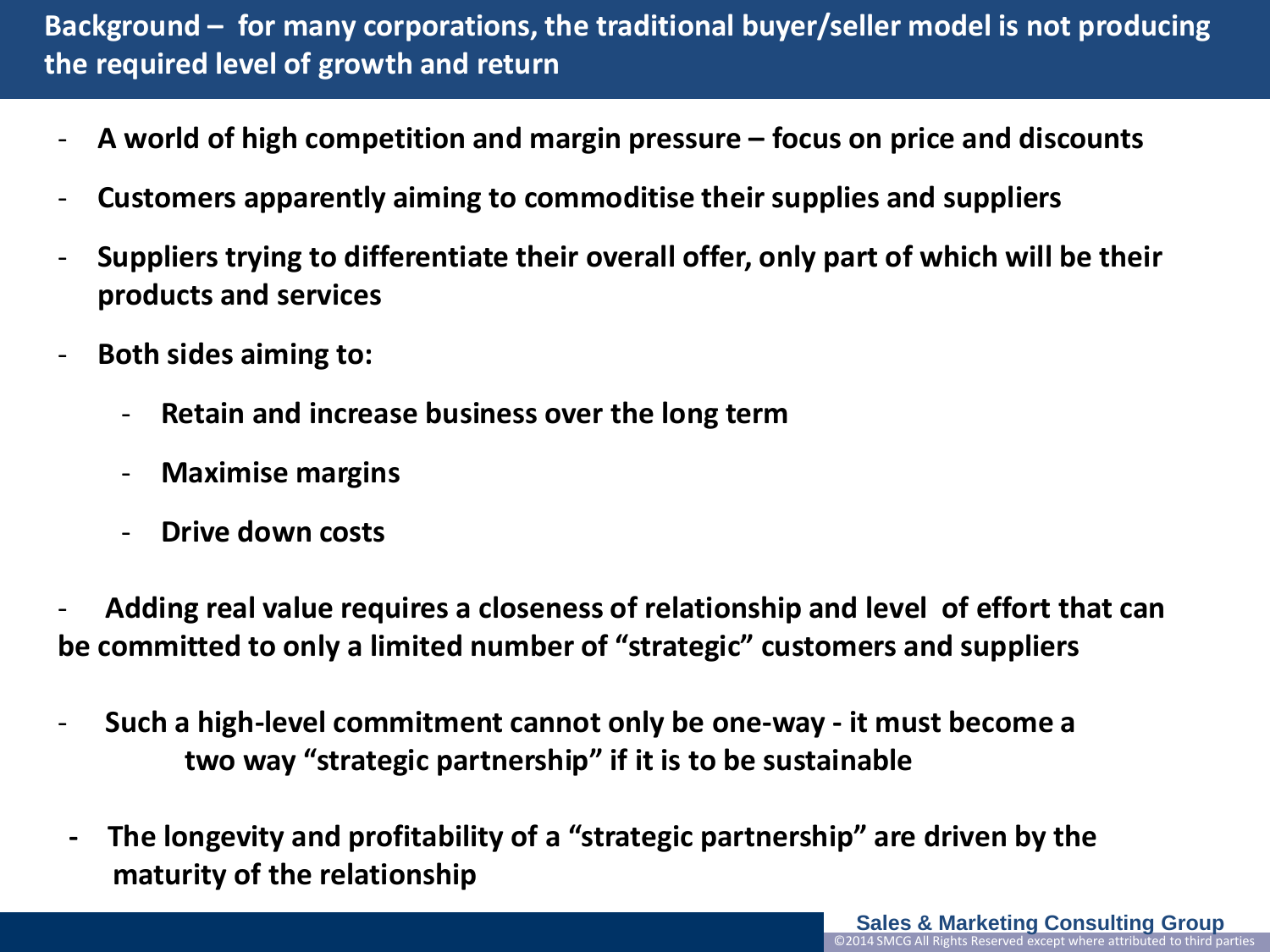## Background – for many corporations, the traditional buyer/seller model is not producing the required level of growth and return

- **A world of high competition and margin pressure – focus on price and discounts**
- **Customers apparently aiming to commoditise their supplies and suppliers**
- **Suppliers trying to differentiate their overall offer, only part of which will be their products and services**
- **Both sides aiming to:**
  - **Retain and increase business over the long term**
  - **Maximise margins**
  - **Drive down costs**
- **Adding real value requires a closeness of relationship and level of effort that can be committed to only a limited number of "strategic" customers and suppliers**
- **Such a high-level commitment cannot only be one-way - it must become a two way "strategic partnership" if it is to be sustainable**
- **The longevity and profitability of a "strategic partnership" are driven by the maturity of the relationship**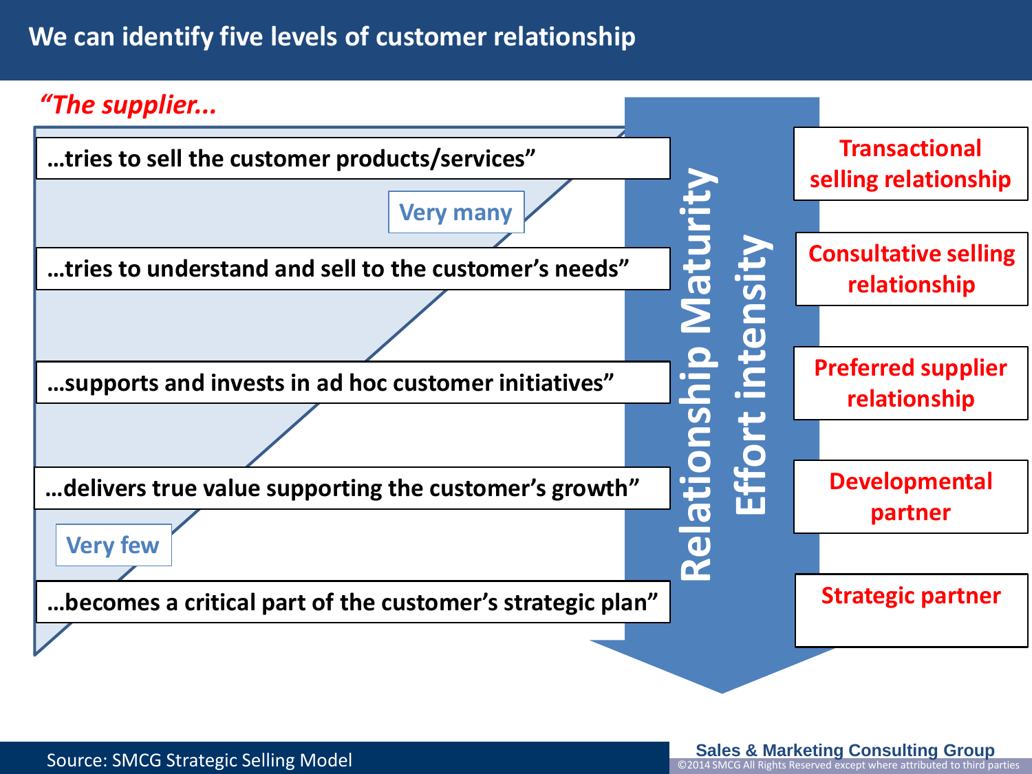# We can identify five levels of customer relationship

*"The supplier...*

| The supplier... | Relationship level |
| --- | --- |
| ...tries to sell the customer products/services" | Transactional selling relationship |
| ...tries to understand and sell to the customer's needs" | Consultative selling relationship |
| ...supports and invests in ad hoc customer initiatives" | Preferred supplier relationship |
| ...delivers true value supporting the customer's growth" | Developmental partner |
| ...becomes a critical part of the customer's strategic plan" | Strategic partner |

Very many

Very few

Relationship Maturity

Effort intensity

Source: SMCG Strategic Selling Model

Sales & Marketing Consulting Group

©2014 SMCG All Rights Reserved except where attributed to third parties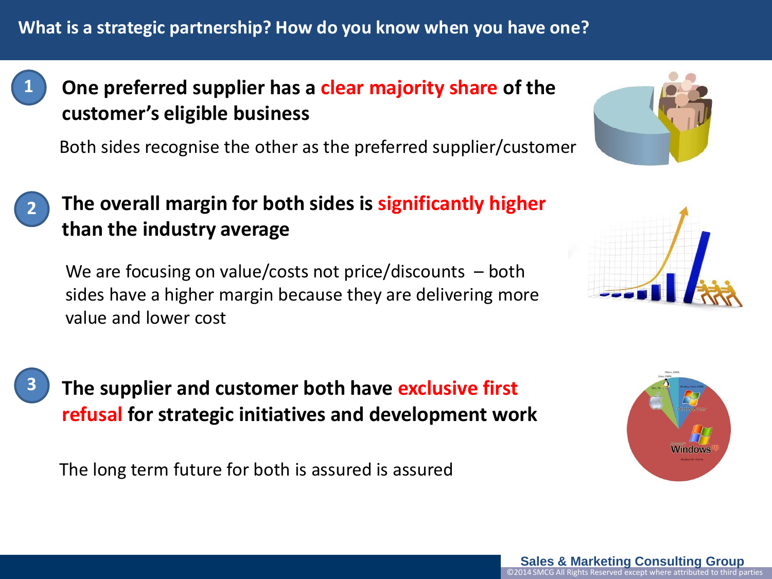## What is a strategic partnership? How do you know when you have one?

1. **One preferred supplier has a clear majority share of the customer's eligible business**

   Both sides recognise the other as the preferred supplier/customer

2. **The overall margin for both sides is significantly higher than the industry average**

   We are focusing on value/costs not price/discounts – both sides have a higher margin because they are delivering more value and lower cost

3. **The supplier and customer both have exclusive first refusal for strategic initiatives and development work**

   The long term future for both is assured is assured

Sales & Marketing Consulting Group
©2014 SMCG All Rights Reserved except where attributed to third parties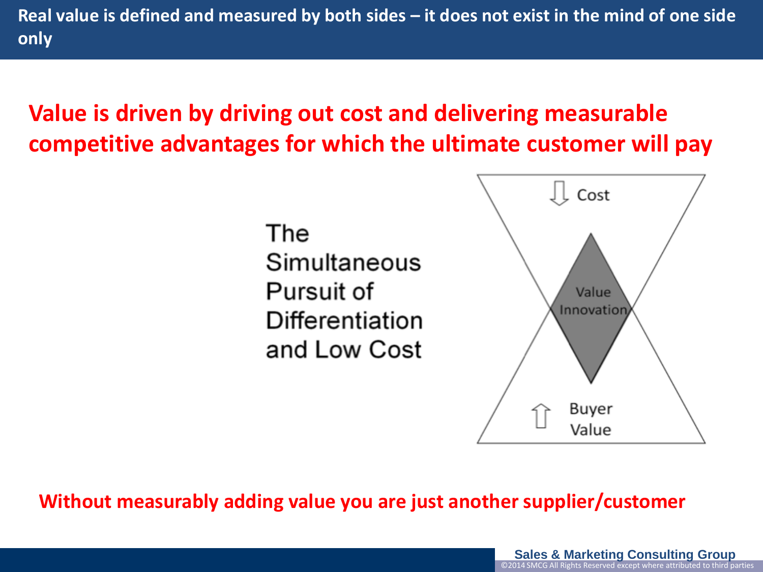# Real value is defined and measured by both sides – it does not exist in the mind of one side only

**Value is driven by driving out cost and delivering measurable competitive advantages for which the ultimate customer will pay**

The Simultaneous Pursuit of Differentiation and Low Cost

⇩ Cost

Value Innovation

⇧ Buyer Value

**Without measurably adding value you are just another supplier/customer**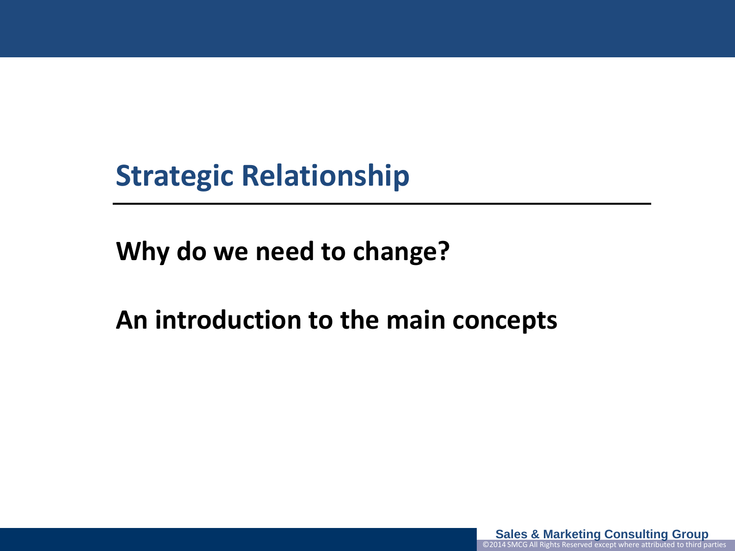# Strategic Relationship

---

**Why do we need to change?**

**An introduction to the main concepts**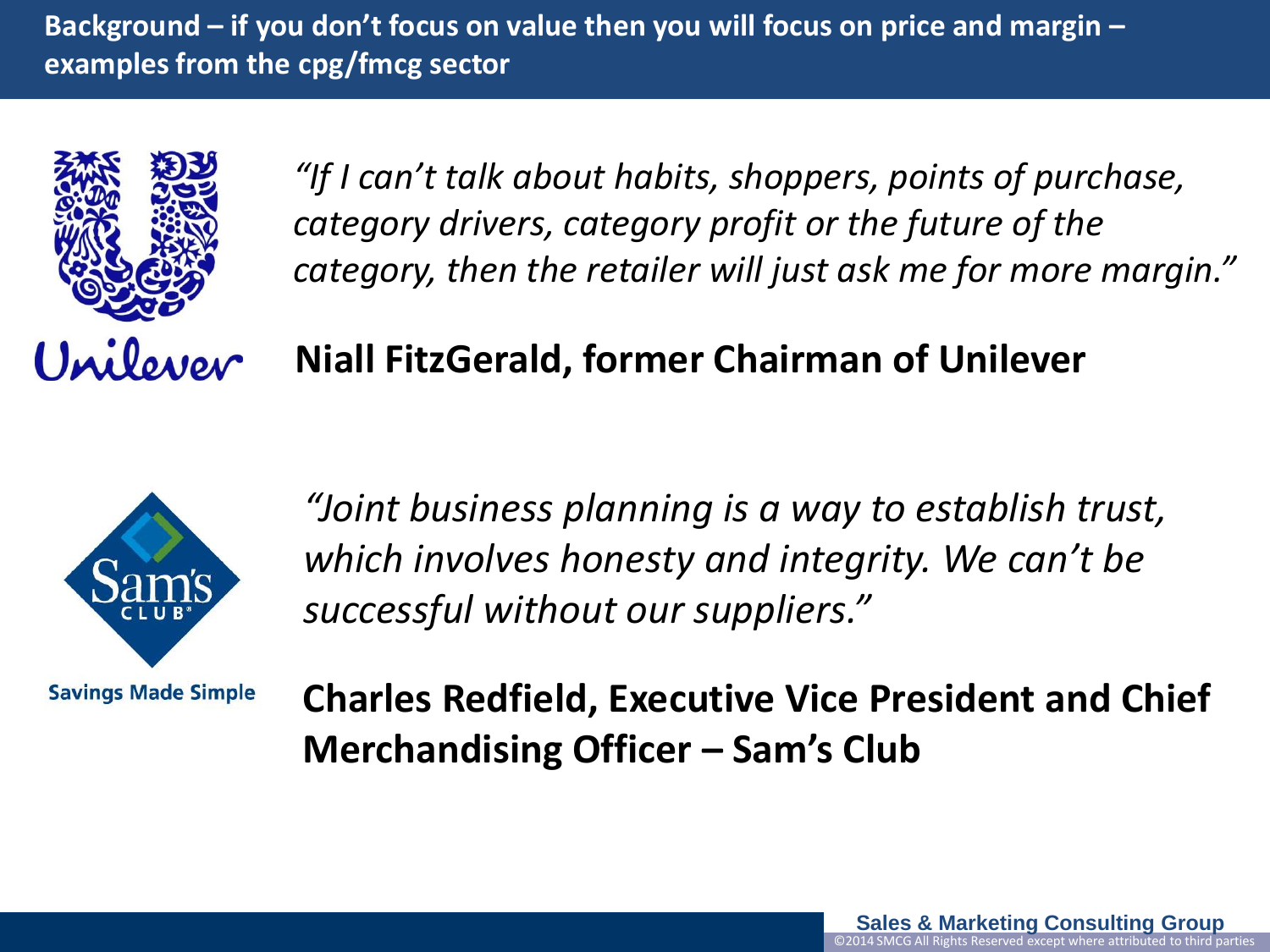## Background – if you don't focus on value then you will focus on price and margin – examples from the cpg/fmcg sector

*"If I can't talk about habits, shoppers, points of purchase, category drivers, category profit or the future of the category, then the retailer will just ask me for more margin."*

**Niall FitzGerald, former Chairman of Unilever**

*"Joint business planning is a way to establish trust, which involves honesty and integrity. We can't be successful without our suppliers."*

**Charles Redfield, Executive Vice President and Chief Merchandising Officer – Sam's Club**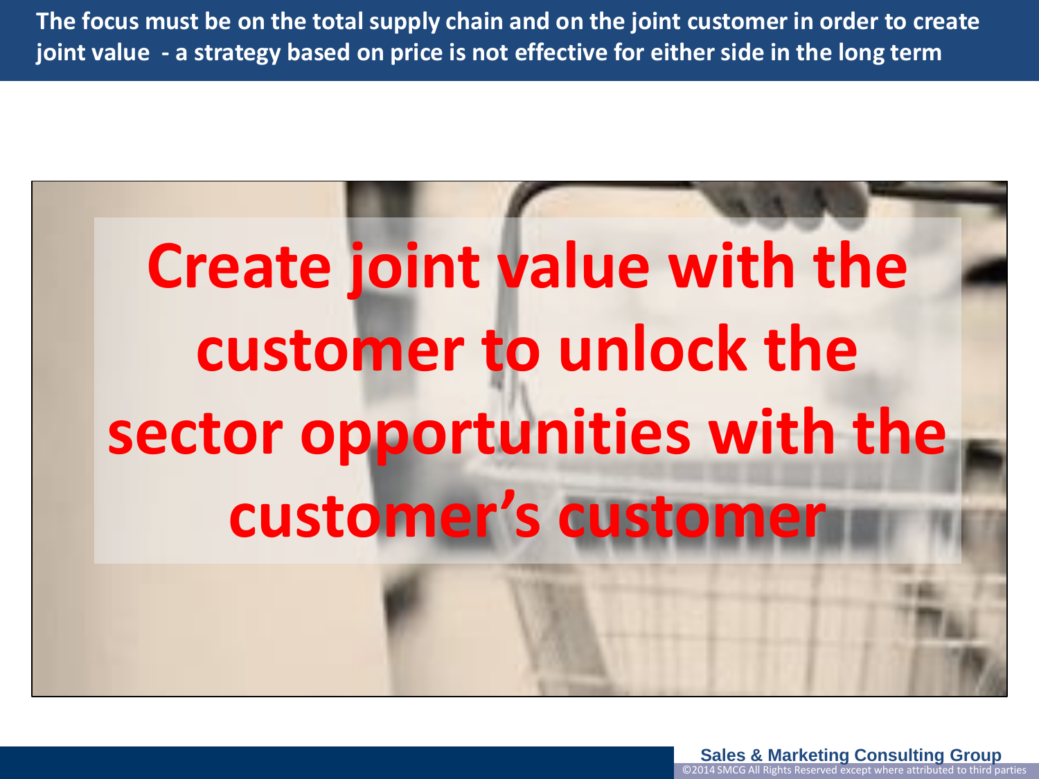**The focus must be on the total supply chain and on the joint customer in order to create joint value - a strategy based on price is not effective for either side in the long term**

# Create joint value with the customer to unlock the sector opportunities with the customer's customer

Sales & Marketing Consulting Group
©2014 SMCG All Rights Reserved except where attributed to third parties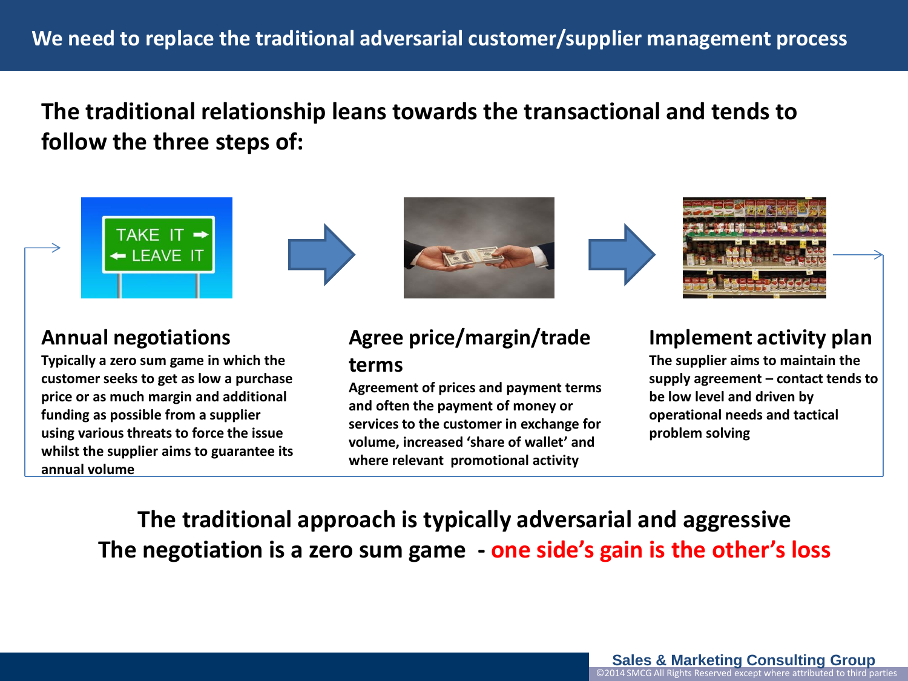# We need to replace the traditional adversarial customer/supplier management process

**The traditional relationship leans towards the transactional and tends to follow the three steps of:**

### Annual negotiations

**Typically a zero sum game in which the customer seeks to get as low a purchase price or as much margin and additional funding as possible from a supplier using various threats to force the issue whilst the supplier aims to guarantee its annual volume**

### Agree price/margin/trade terms

**Agreement of prices and payment terms and often the payment of money or services to the customer in exchange for volume, increased 'share of wallet' and where relevant promotional activity**

### Implement activity plan

**The supplier aims to maintain the supply agreement – contact tends to be low level and driven by operational needs and tactical problem solving**

**The traditional approach is typically adversarial and aggressive**

**The negotiation is a zero sum game - one side's gain is the other's loss**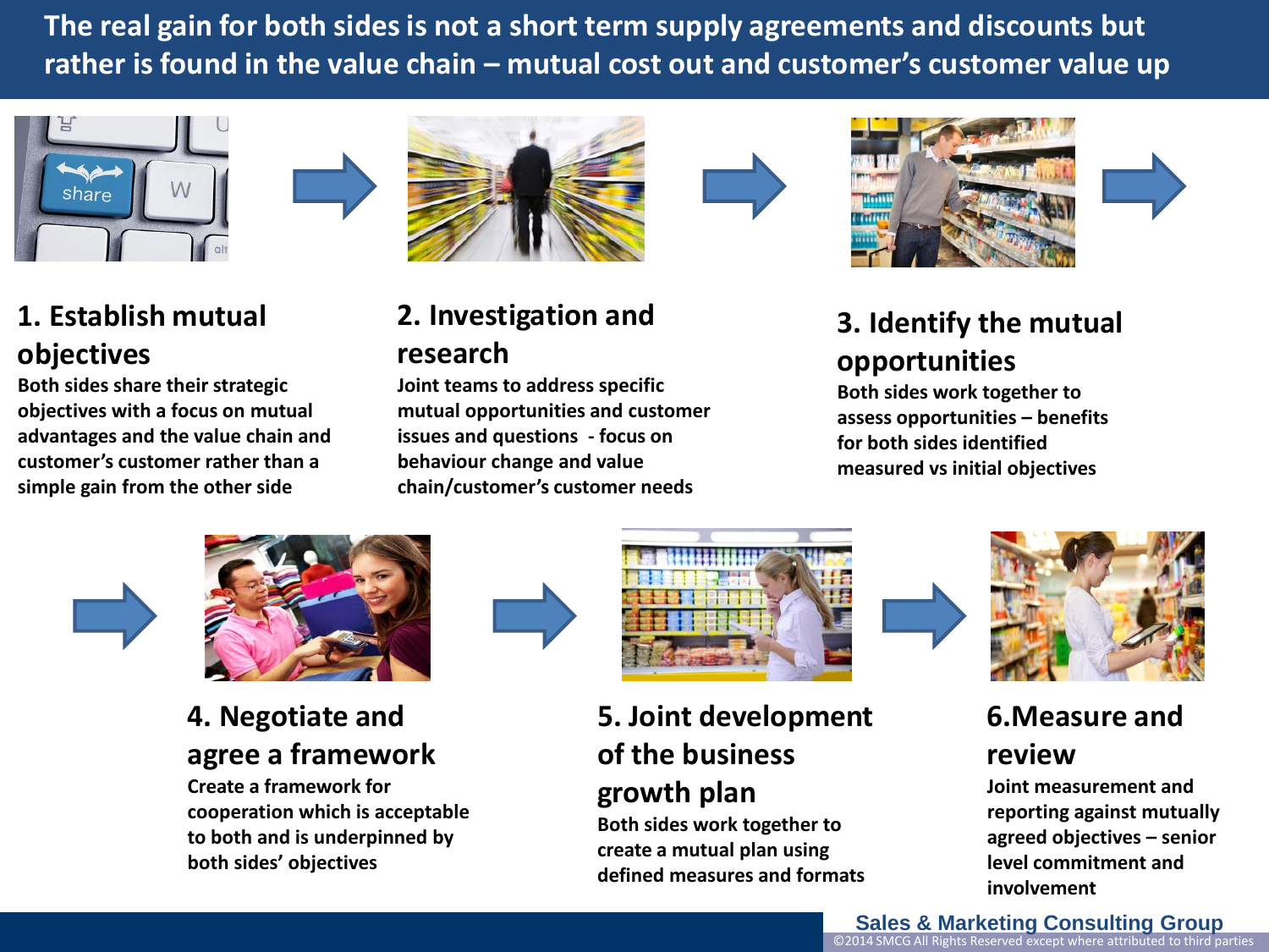# The real gain for both sides is not a short term supply agreements and discounts but rather is found in the value chain – mutual cost out and customer's customer value up

## 1. Establish mutual objectives

Both sides share their strategic objectives with a focus on mutual advantages and the value chain and customer's customer rather than a simple gain from the other side

## 2. Investigation and research

Joint teams to address specific mutual opportunities and customer issues and questions - focus on behaviour change and value chain/customer's customer needs

## 3. Identify the mutual opportunities

Both sides work together to assess opportunities – benefits for both sides identified measured vs initial objectives

## 4. Negotiate and agree a framework

Create a framework for cooperation which is acceptable to both and is underpinned by both sides' objectives

## 5. Joint development of the business growth plan

Both sides work together to create a mutual plan using defined measures and formats

## 6.Measure and review

Joint measurement and reporting against mutually agreed objectives – senior level commitment and involvement

Sales & Marketing Consulting Group
©2014 SMCG All Rights Reserved except where attributed to third parties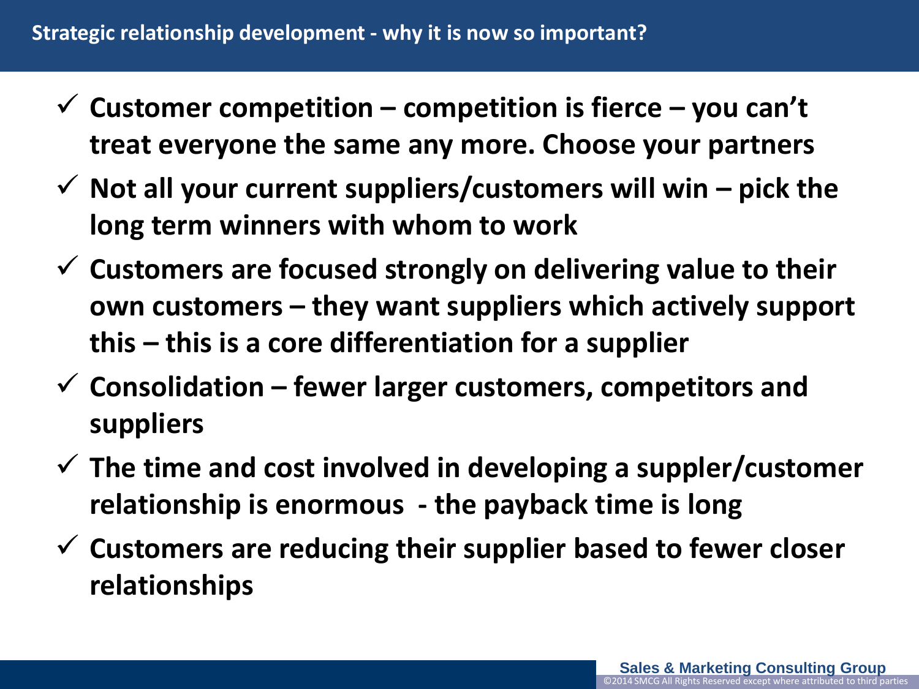## Strategic relationship development - why it is now so important?

- ✓ **Customer competition – competition is fierce – you can't treat everyone the same any more. Choose your partners**
- ✓ **Not all your current suppliers/customers will win – pick the long term winners with whom to work**
- ✓ **Customers are focused strongly on delivering value to their own customers – they want suppliers which actively support this – this is a core differentiation for a supplier**
- ✓ **Consolidation – fewer larger customers, competitors and suppliers**
- ✓ **The time and cost involved in developing a suppler/customer relationship is enormous - the payback time is long**
- ✓ **Customers are reducing their supplier based to fewer closer relationships**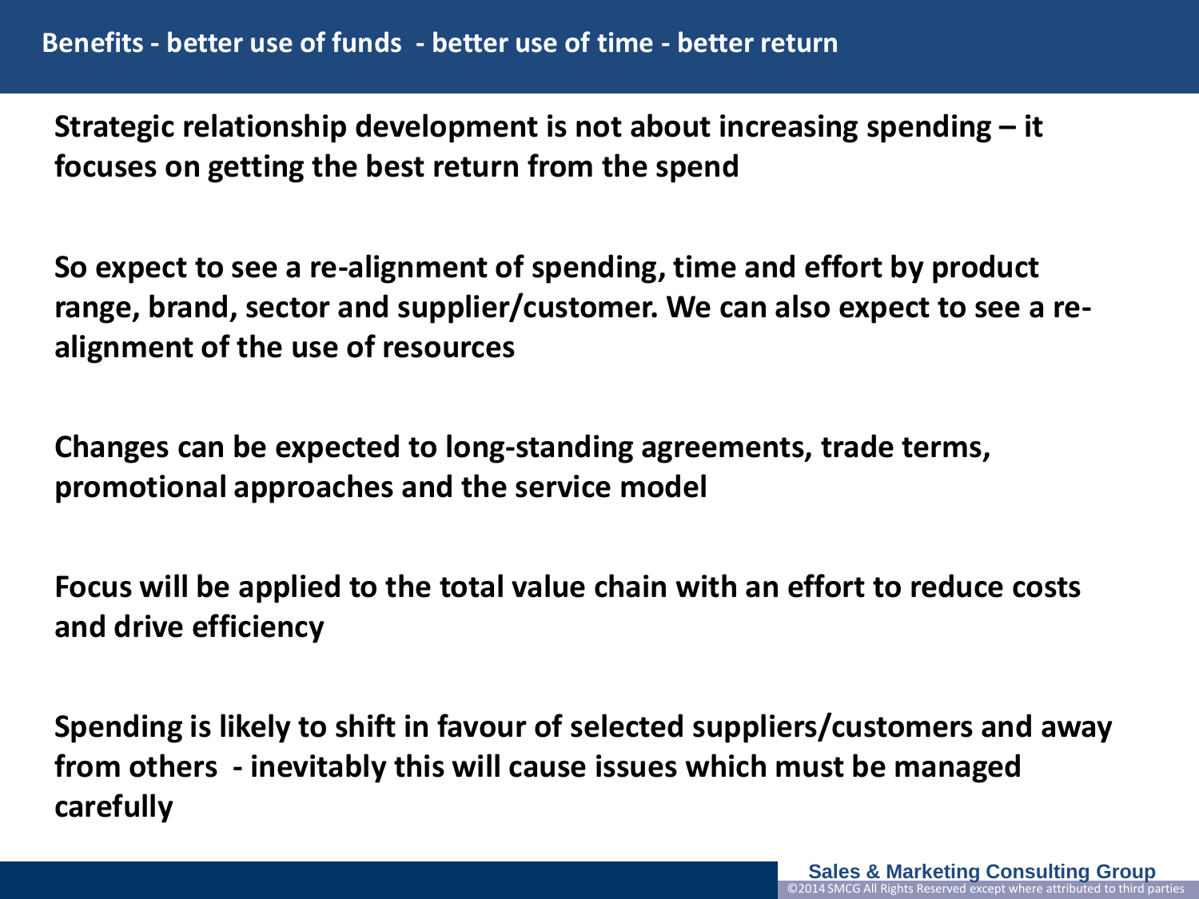## Benefits - better use of funds - better use of time - better return

**Strategic relationship development is not about increasing spending – it focuses on getting the best return from the spend**

**So expect to see a re-alignment of spending, time and effort by product range, brand, sector and supplier/customer. We can also expect to see a re-alignment of the use of resources**

**Changes can be expected to long-standing agreements, trade terms, promotional approaches and the service model**

**Focus will be applied to the total value chain with an effort to reduce costs and drive efficiency**

**Spending is likely to shift in favour of selected suppliers/customers and away from others - inevitably this will cause issues which must be managed carefully**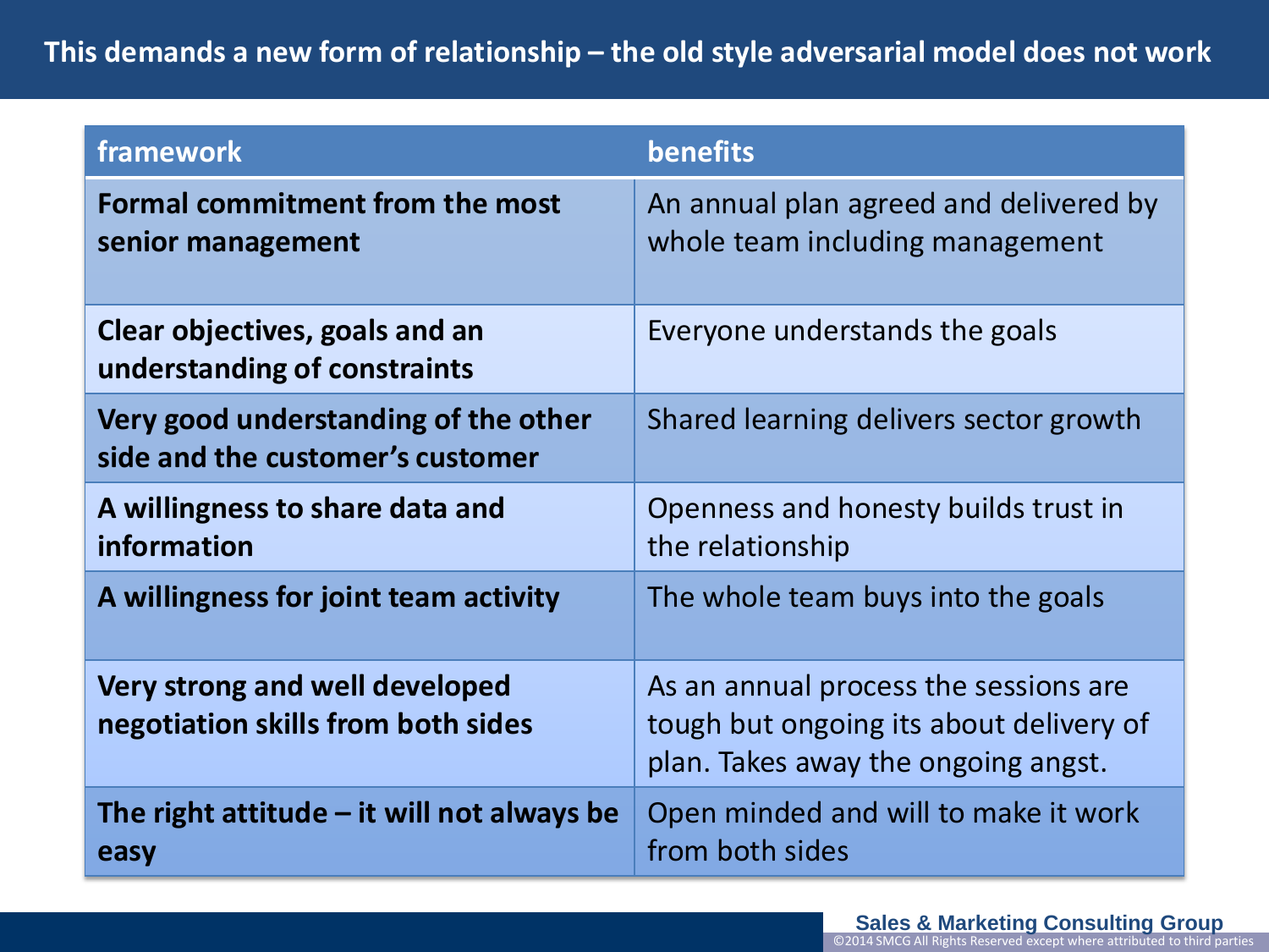# This demands a new form of relationship – the old style adversarial model does not work

| framework | benefits |
|---|---|
| **Formal commitment from the most senior management** | An annual plan agreed and delivered by whole team including management |
| **Clear objectives, goals and an understanding of constraints** | Everyone understands the goals |
| **Very good understanding of the other side and the customer's customer** | Shared learning delivers sector growth |
| **A willingness to share data and information** | Openness and honesty builds trust in the relationship |
| **A willingness for joint team activity** | The whole team buys into the goals |
| **Very strong and well developed negotiation skills from both sides** | As an annual process the sessions are tough but ongoing its about delivery of plan. Takes away the ongoing angst. |
| **The right attitude – it will not always be easy** | Open minded and will to make it work from both sides |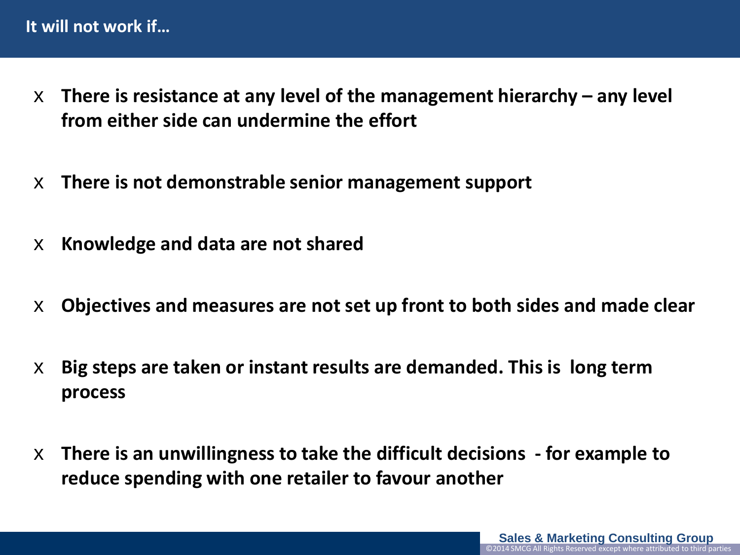# It will not work if…

- **There is resistance at any level of the management hierarchy – any level from either side can undermine the effort**
- **There is not demonstrable senior management support**
- **Knowledge and data are not shared**
- **Objectives and measures are not set up front to both sides and made clear**
- **Big steps are taken or instant results are demanded. This is long term process**
- **There is an unwillingness to take the difficult decisions - for example to reduce spending with one retailer to favour another**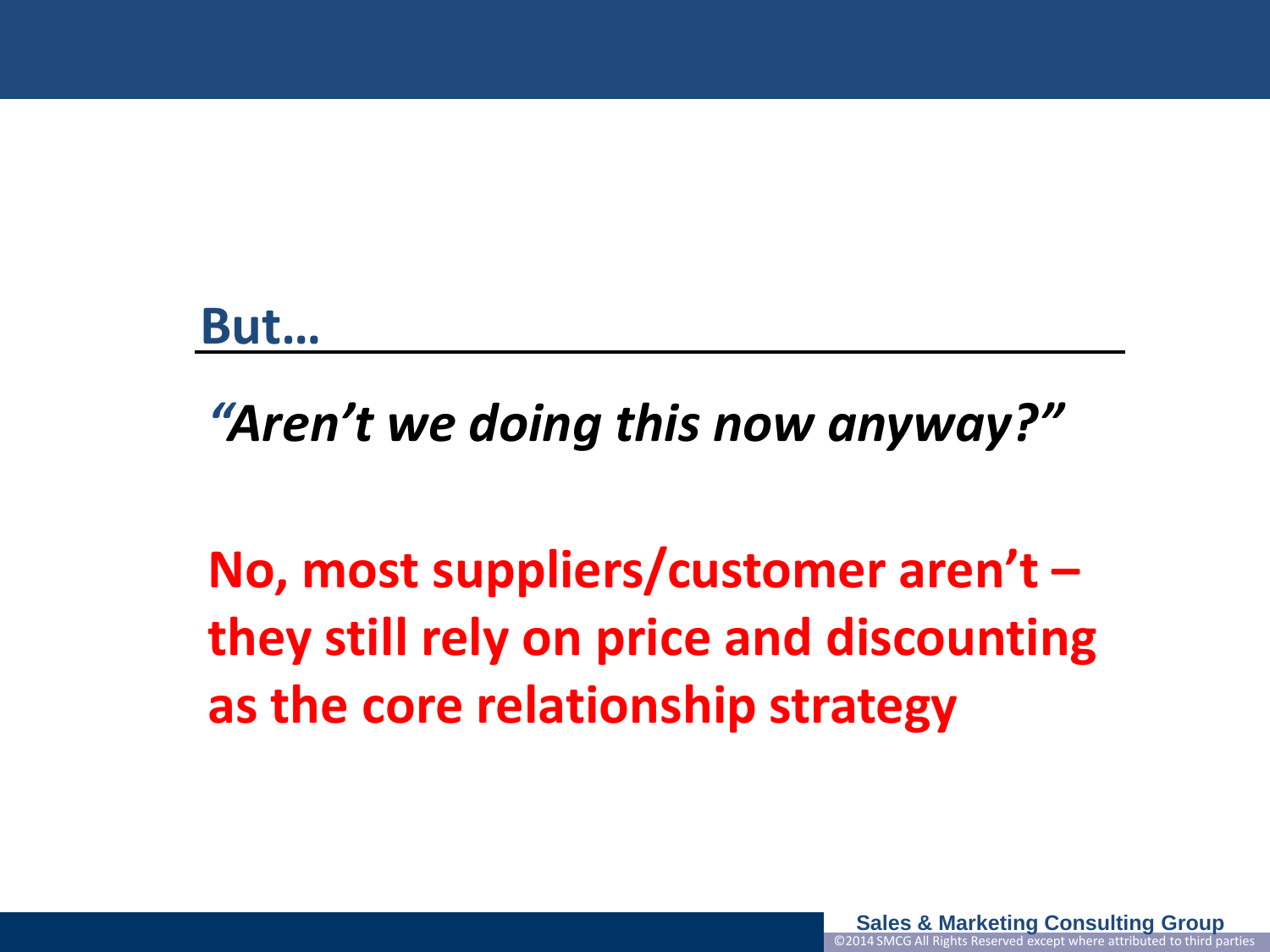## But…

***"Aren't we doing this now anyway?"***

**No, most suppliers/customer aren't – they still rely on price and discounting as the core relationship strategy**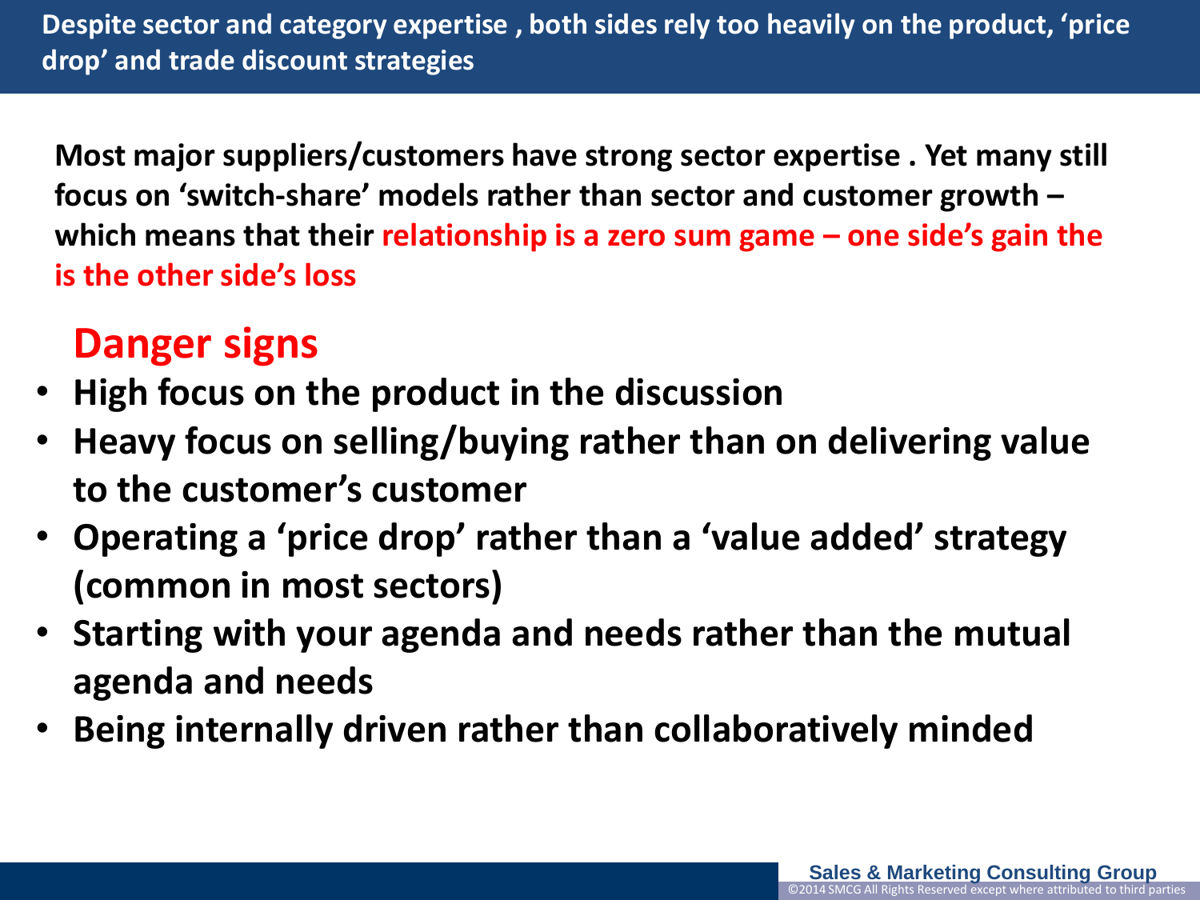## Despite sector and category expertise , both sides rely too heavily on the product, 'price drop' and trade discount strategies

**Most major suppliers/customers have strong sector expertise . Yet many still focus on 'switch-share' models rather than sector and customer growth – which means that their relationship is a zero sum game – one side's gain the is the other side's loss**

### Danger signs

- **High focus on the product in the discussion**
- **Heavy focus on selling/buying rather than on delivering value to the customer's customer**
- **Operating a 'price drop' rather than a 'value added' strategy (common in most sectors)**
- **Starting with your agenda and needs rather than the mutual agenda and needs**
- **Being internally driven rather than collaboratively minded**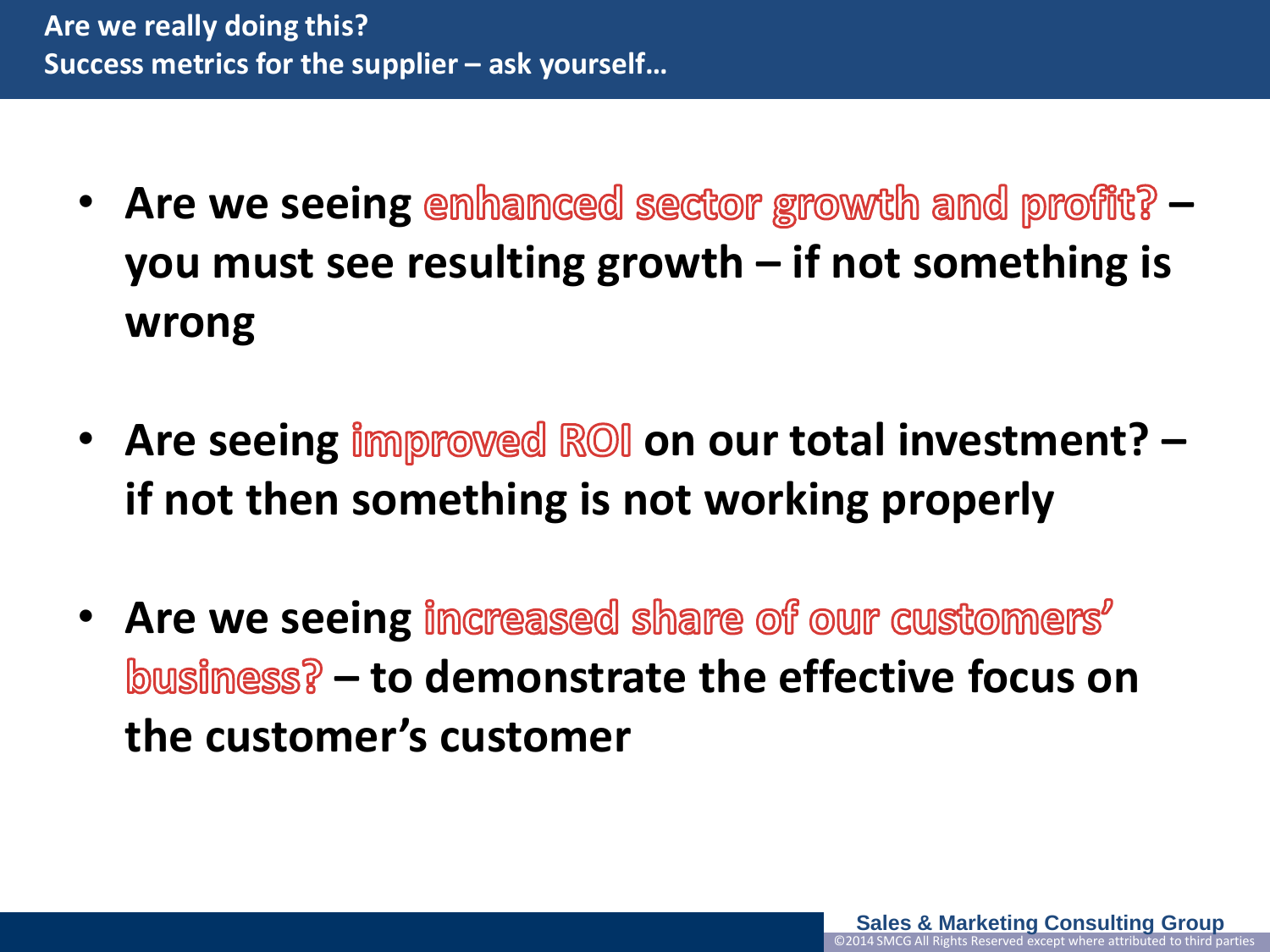## Are we really doing this?
## Success metrics for the supplier – ask yourself…

- **Are we seeing enhanced sector growth and profit? – you must see resulting growth – if not something is wrong**

- **Are seeing improved ROI on our total investment? – if not then something is not working properly**

- **Are we seeing increased share of our customers' business? – to demonstrate the effective focus on the customer's customer**

Sales & Marketing Consulting Group
©2014 SMCG All Rights Reserved except where attributed to third parties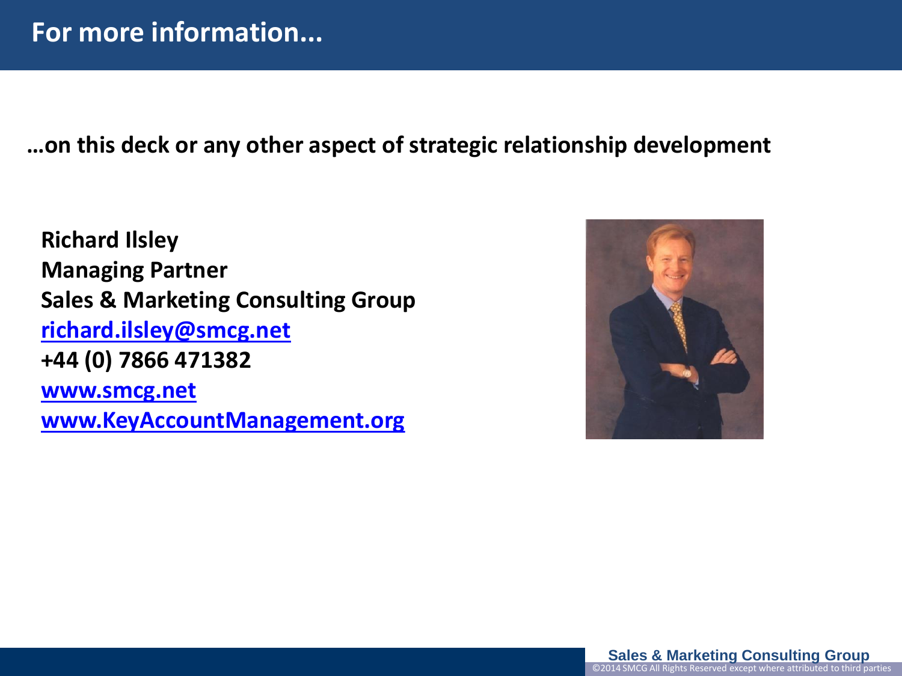# For more information...

**…on this deck or any other aspect of strategic relationship development**

**Richard Ilsley**
**Managing Partner**
**Sales & Marketing Consulting Group**
**richard.ilsley@smcg.net**
**+44 (0) 7866 471382**
**www.smcg.net**
**www.KeyAccountManagement.org**